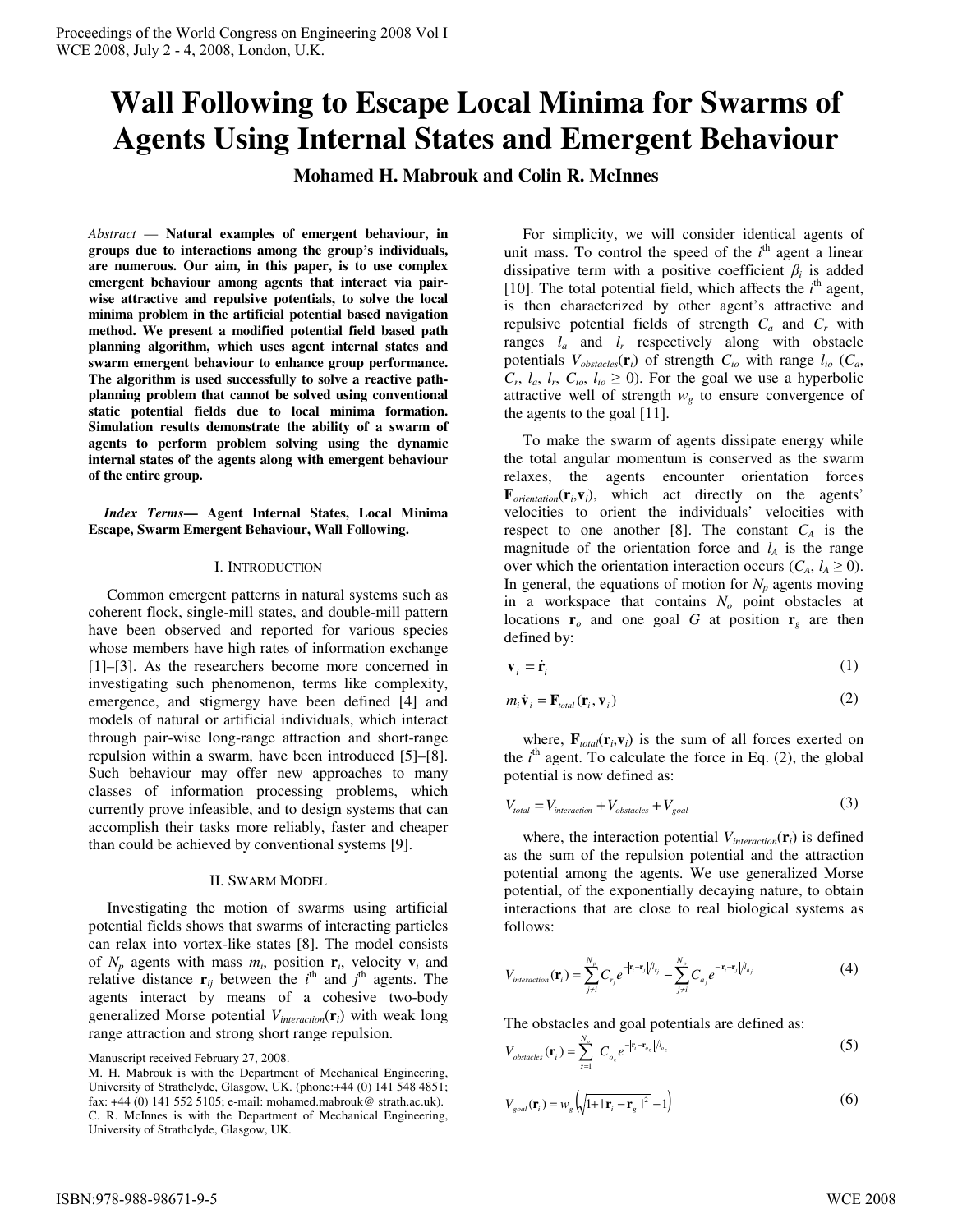# Wall Following to Escape Local Minima for Swarms of Agents Using Internal States and Emergent Behaviour

**Mohamed H. Mabrouk and Colin R. McInnes**

*Abstract* — **Natural examples of emergent behaviour, in groups due to interactions among the group's individuals, are numerous. Our aim, in this paper, is to use complex emergent behaviour among agents that interact via pair-wise attractive and repulsive potentials, to solve the local minima problem in the artificial potential based navigation method. We present a modified potential field based path planning algorithm, which uses agent internal states and swarm emergent behaviour to enhance group performance. The algorithm is used successfully to solve a reactive path-planning problem that cannot be solved using conventional static potential fields due to local minima formation. Simulation results demonstrate the ability of a swarm of agents to perform problem solving using the dynamic internal states of the agents along with emergent behaviour of the entire group.**

***Index Terms*— Agent Internal States, Local Minima Escape, Swarm Emergent Behaviour, Wall Following.**

## I. Introduction

Common emergent patterns in natural systems such as coherent flock, single-mill states, and double-mill pattern have been observed and reported for various species whose members have high rates of information exchange [1]–[3]. As the researchers become more concerned in investigating such phenomenon, terms like complexity, emergence, and stigmergy have been defined [4] and models of natural or artificial individuals, which interact through pair-wise long-range attraction and short-range repulsion within a swarm, have been introduced [5]–[8]. Such behaviour may offer new approaches to many classes of information processing problems, which currently prove infeasible, and to design systems that can accomplish their tasks more reliably, faster and cheaper than could be achieved by conventional systems [9].

## II. Swarm Model

Investigating the motion of swarms using artificial potential fields shows that swarms of interacting particles can relax into vortex-like states [8]. The model consists of $N_p$ agents with mass $m_i$, position $\mathbf{r}_i$, velocity $\mathbf{v}_i$ and relative distance $\mathbf{r}_{ij}$ between the $i^{\text{th}}$ and $j^{\text{th}}$ agents. The agents interact by means of a cohesive two-body generalized Morse potential $V_{interaction}(\mathbf{r}_i)$ with weak long range attraction and strong short range repulsion.

Manuscript received February 27, 2008.

M. H. Mabrouk is with the Department of Mechanical Engineering, University of Strathclyde, Glasgow, UK. (phone:+44 (0) 141 548 4851; fax: +44 (0) 141 552 5105; e-mail: mohamed.mabrouk@ strath.ac.uk).

C. R. McInnes is with the Department of Mechanical Engineering, University of Strathclyde, Glasgow, UK.

For simplicity, we will consider identical agents of unit mass. To control the speed of the $i^{\text{th}}$ agent a linear dissipative term with a positive coefficient $\beta_i$ is added [10]. The total potential field, which affects the $i^{\text{th}}$ agent, is then characterized by other agent's attractive and repulsive potential fields of strength $C_a$ and $C_r$ with ranges $l_a$ and $l_r$ respectively along with obstacle potentials $V_{obstacles}(\mathbf{r}_i)$ of strength $C_{io}$ with range $l_{io}$ ($C_a$, $C_r$, $l_a$, $l_r$, $C_{io}$, $l_{io} \geq 0$). For the goal we use a hyperbolic attractive well of strength $w_g$ to ensure convergence of the agents to the goal [11].

To make the swarm of agents dissipate energy while the total angular momentum is conserved as the swarm relaxes, the agents encounter orientation forces $\mathbf{F}_{orientation}(\mathbf{r}_i,\mathbf{v}_i)$, which act directly on the agents' velocities to orient the individuals' velocities with respect to one another [8]. The constant $C_A$ is the magnitude of the orientation force and $l_A$ is the range over which the orientation interaction occurs ($C_A$, $l_A \geq 0$). In general, the equations of motion for $N_p$ agents moving in a workspace that contains $N_o$ point obstacles at locations $\mathbf{r}_o$ and one goal $G$ at position $\mathbf{r}_g$ are then defined by:

$$\mathbf{v}_i = \dot{\mathbf{r}}_i \tag{1}$$

$$m_i \dot{\mathbf{v}}_i = \mathbf{F}_{total}(\mathbf{r}_i, \mathbf{v}_i) \tag{2}$$

where, $\mathbf{F}_{total}(\mathbf{r}_i,\mathbf{v}_i)$ is the sum of all forces exerted on the $i^{\text{th}}$ agent. To calculate the force in Eq. (2), the global potential is now defined as:

$$V_{total} = V_{interaction} + V_{obstacles} + V_{goal} \tag{3}$$

where, the interaction potential $V_{interaction}(\mathbf{r}_i)$ is defined as the sum of the repulsion potential and the attraction potential among the agents. We use generalized Morse potential, of the exponentially decaying nature, to obtain interactions that are close to real biological systems as follows:

$$V_{interaction}(\mathbf{r}_i) = \sum_{j \neq i}^{N_p} C_{r_j} e^{-|\mathbf{r}_i - \mathbf{r}_j|/l_{r_j}} - \sum_{j \neq i}^{N_p} C_{a_j} e^{-|\mathbf{r}_i - \mathbf{r}_j|/l_{a_j}} \tag{4}$$

The obstacles and goal potentials are defined as:

$$V_{obstacles}(\mathbf{r}_i) = \sum_{z=1}^{N_o} C_{o_z} e^{-|\mathbf{r}_i - \mathbf{r}_{o_z}|/l_{o_z}} \tag{5}$$

$$V_{goal}(\mathbf{r}_i) = w_g \left( \sqrt{1 + |\mathbf{r}_i - \mathbf{r}_g|^2} - 1 \right) \tag{6}$$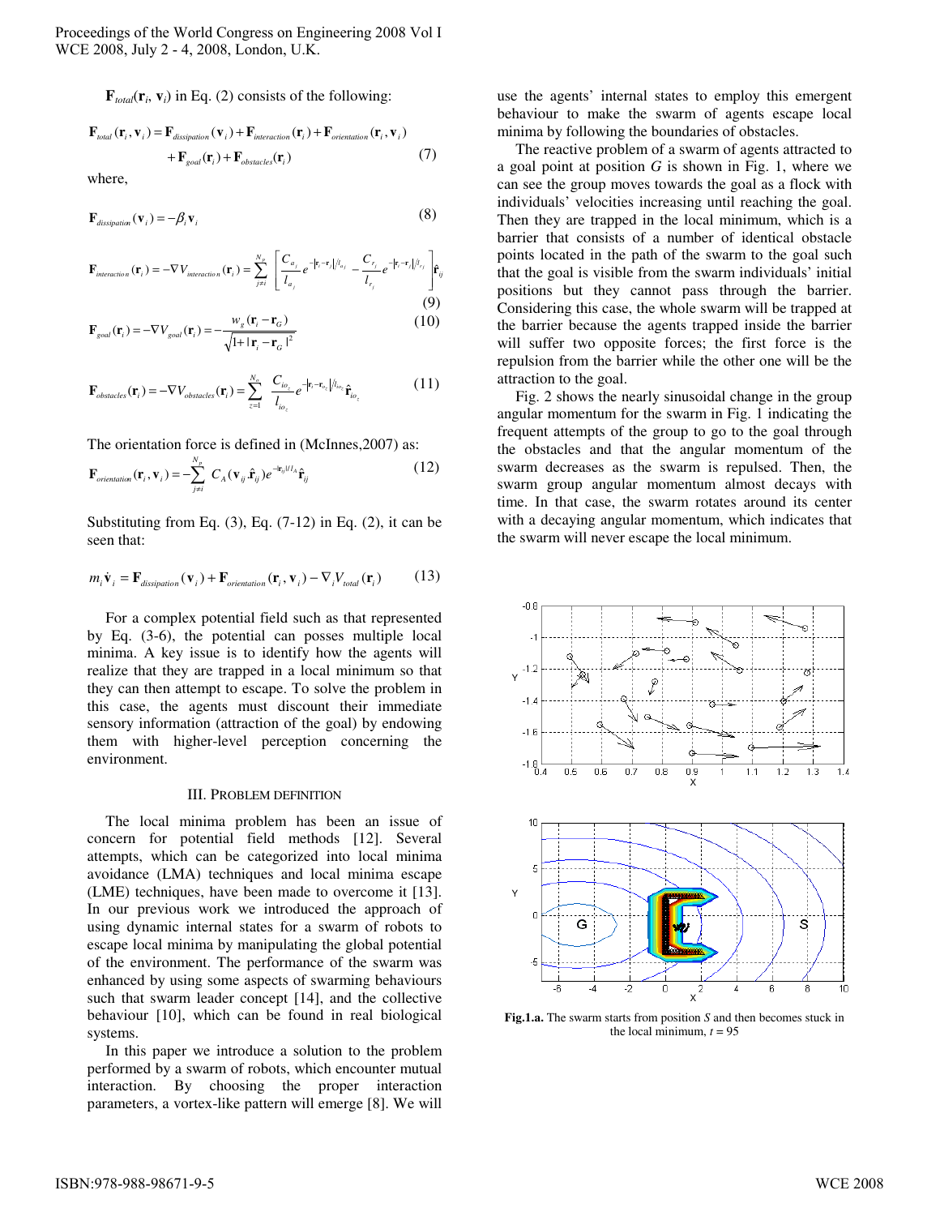$\mathbf{F}_{total}(\mathbf{r}_i, \mathbf{v}_i)$ in Eq. (2) consists of the following:

$$\mathbf{F}_{total}(\mathbf{r}_i, \mathbf{v}_i) = \mathbf{F}_{dissipation}(\mathbf{v}_i) + \mathbf{F}_{interaction}(\mathbf{r}_i) + \mathbf{F}_{orientation}(\mathbf{r}_i, \mathbf{v}_i) + \mathbf{F}_{goal}(\mathbf{r}_i) + \mathbf{F}_{obstacles}(\mathbf{r}_i) \tag{7}$$

where,

$$\mathbf{F}_{dissipation}(\mathbf{v}_i) = -\beta_i \mathbf{v}_i \tag{8}$$

$$\mathbf{F}_{interaction}(\mathbf{r}_i) = -\nabla V_{interaction}(\mathbf{r}_i) = \sum_{j \neq i}^{N_p} \left[ \frac{C_{a_j}}{l_{a_j}} e^{-|\mathbf{r}_i - \mathbf{r}_j|/l_{a_j}} - \frac{C_{r_j}}{l_{r_j}} e^{-|\mathbf{r}_i - \mathbf{r}_j|/l_{r_j}} \right] \hat{\mathbf{r}}_{ij} \tag{9}$$

$$\mathbf{F}_{goal}(\mathbf{r}_i) = -\nabla V_{goal}(\mathbf{r}_i) = -\frac{w_g(\mathbf{r}_i - \mathbf{r}_G)}{\sqrt{1 + |\mathbf{r}_i - \mathbf{r}_G|^2}} \tag{10}$$

$$\mathbf{F}_{obstacles}(\mathbf{r}_i) = -\nabla V_{obstacles}(\mathbf{r}_i) = \sum_{z=1}^{N_o} \frac{C_{io_z}}{l_{io_z}} e^{-|\mathbf{r}_i - \mathbf{r}_{o_z}|/l_{io_z}} \hat{\mathbf{r}}_{io_z} \tag{11}$$

The orientation force is defined in (McInnes,2007) as:

$$\mathbf{F}_{orientation}(\mathbf{r}_i, \mathbf{v}_i) = -\sum_{j \neq i}^{N_p} C_A (\mathbf{v}_{ij} \cdot \hat{\mathbf{r}}_{ij}) e^{-|\mathbf{r}_{ij}|/l_A} \hat{\mathbf{r}}_{ij} \tag{12}$$

Substituting from Eq. (3), Eq. (7-12) in Eq. (2), it can be seen that:

$$m_i \dot{\mathbf{v}}_i = \mathbf{F}_{dissipation}(\mathbf{v}_i) + \mathbf{F}_{orientation}(\mathbf{r}_i, \mathbf{v}_i) - \nabla_i V_{total}(\mathbf{r}_i) \tag{13}$$

For a complex potential field such as that represented by Eq. (3-6), the potential can posses multiple local minima. A key issue is to identify how the agents will realize that they are trapped in a local minimum so that they can then attempt to escape. To solve the problem in this case, the agents must discount their immediate sensory information (attraction of the goal) by endowing them with higher-level perception concerning the environment.

## III. Problem Definition

The local minima problem has been an issue of concern for potential field methods [12]. Several attempts, which can be categorized into local minima avoidance (LMA) techniques and local minima escape (LME) techniques, have been made to overcome it [13]. In our previous work we introduced the approach of using dynamic internal states for a swarm of robots to escape local minima by manipulating the global potential of the environment. The performance of the swarm was enhanced by using some aspects of swarming behaviours such that swarm leader concept [14], and the collective behaviour [10], which can be found in real biological systems.

In this paper we introduce a solution to the problem performed by a swarm of robots, which encounter mutual interaction. By choosing the proper interaction parameters, a vortex-like pattern will emerge [8]. We will use the agents' internal states to employ this emergent behaviour to make the swarm of agents escape local minima by following the boundaries of obstacles.

The reactive problem of a swarm of agents attracted to a goal point at position $G$ is shown in Fig. 1, where we can see the group moves towards the goal as a flock with individuals' velocities increasing until reaching the goal. Then they are trapped in the local minimum, which is a barrier that consists of a number of identical obstacle points located in the path of the swarm to the goal such that the goal is visible from the swarm individuals' initial positions but they cannot pass through the barrier. Considering this case, the whole swarm will be trapped at the barrier because the agents trapped inside the barrier will suffer two opposite forces; the first force is the repulsion from the barrier while the other one will be the attraction to the goal.

Fig. 2 shows the nearly sinusoidal change in the group angular momentum for the swarm in Fig. 1 indicating the frequent attempts of the group to go to the goal through the obstacles and that the angular momentum of the swarm decreases as the swarm is repulsed. Then, the swarm group angular momentum almost decays with time. In that case, the swarm rotates around its center with a decaying angular momentum, which indicates that the swarm will never escape the local minimum.

**Fig.1.a.** The swarm starts from position $S$ and then becomes stuck in the local minimum, $t$ = 95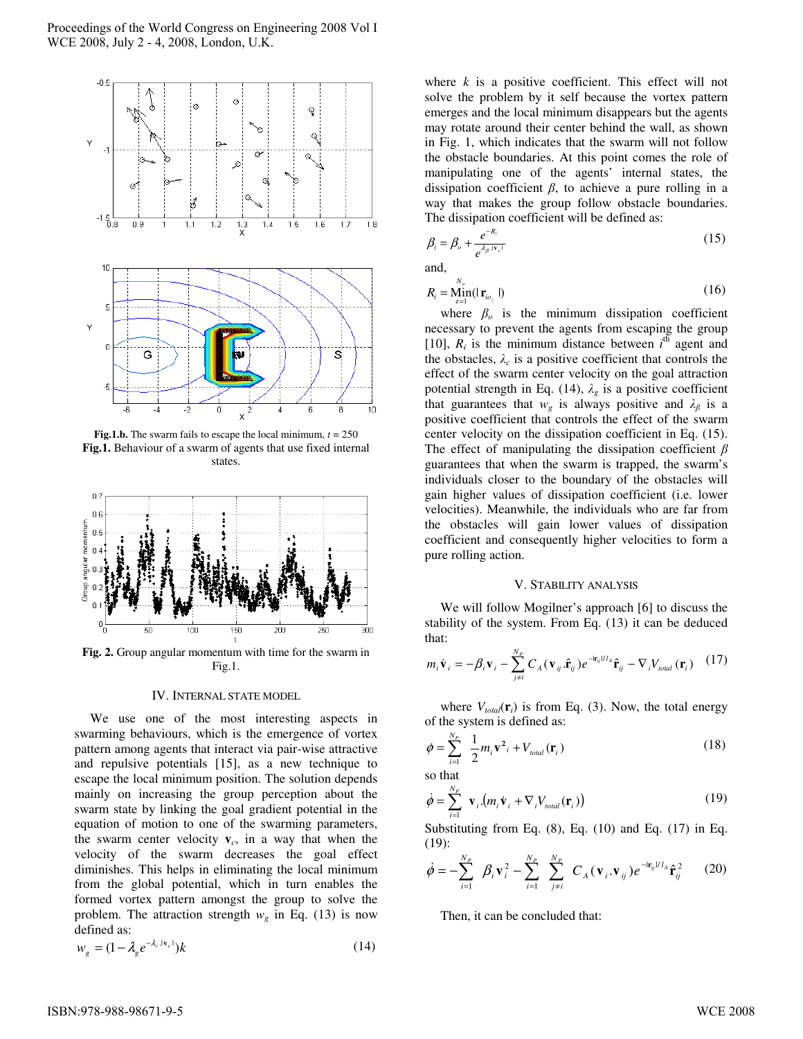**Fig.1.b.** The swarm fails to escape the local minimum, $t$ = 250

**Fig.1.** Behaviour of a swarm of agents that use fixed internal states.

**Fig. 2.** Group angular momentum with time for the swarm in Fig.1.

## IV. Internal State Model

We use one of the most interesting aspects in swarming behaviours, which is the emergence of vortex pattern among agents that interact via pair-wise attractive and repulsive potentials [15], as a new technique to escape the local minimum position. The solution depends mainly on increasing the group perception about the swarm state by linking the goal gradient potential in the equation of motion to one of the swarming parameters, the swarm center velocity $\mathbf{v}_c$, in a way that when the velocity of the swarm decreases the goal effect diminishes. This helps in eliminating the local minimum from the global potential, which in turn enables the formed vortex pattern amongst the group to solve the problem. The attraction strength $w_g$ in Eq. (13) is now defined as:

$$w_g = (1 - \lambda_g e^{-\lambda_c |\mathbf{v}_c|})k \tag{14}$$

where $k$ is a positive coefficient. This effect will not solve the problem by it self because the vortex pattern emerges and the local minimum disappears but the agents may rotate around their center behind the wall, as shown in Fig. 1, which indicates that the swarm will not follow the obstacle boundaries. At this point comes the role of manipulating one of the agents' internal states, the dissipation coefficient $\beta$, to achieve a pure rolling in a way that makes the group follow obstacle boundaries. The dissipation coefficient will be defined as:

$$\beta_i = \beta_o + \frac{e^{-R_i}}{e^{\lambda_\beta |\mathbf{v}_c|}} \tag{15}$$

and,

$$R_i = \underset{z=1}{\overset{N_o}{\mathrm{Min}}}(|\mathbf{r}_{io_z}|) \tag{16}$$

where $\beta_o$ is the minimum dissipation coefficient necessary to prevent the agents from escaping the group [10], $R_i$ is the minimum distance between $i^{th}$ agent and the obstacles, $\lambda_c$ is a positive coefficient that controls the effect of the swarm center velocity on the goal attraction potential strength in Eq. (14), $\lambda_g$ is a positive coefficient that guarantees that $w_g$ is always positive and $\lambda_\beta$ is a positive coefficient that controls the effect of the swarm center velocity on the dissipation coefficient in Eq. (15). The effect of manipulating the dissipation coefficient $\beta$ guarantees that when the swarm is trapped, the swarm's individuals closer to the boundary of the obstacles will gain higher values of dissipation coefficient (i.e. lower velocities). Meanwhile, the individuals who are far from the obstacles will gain lower values of dissipation coefficient and consequently higher velocities to form a pure rolling action.

## V. Stability Analysis

We will follow Mogilner's approach [6] to discuss the stability of the system. From Eq. (13) it can be deduced that:

$$m_i \dot{\mathbf{v}}_i = -\beta_i \mathbf{v}_i - \sum_{j \neq i}^{N_P} C_A (\mathbf{v}_{ij} . \hat{\mathbf{r}}_{ij}) e^{-|\mathbf{r}_{ij}|/l_A} \hat{\mathbf{r}}_{ij} - \nabla_i V_{total}(\mathbf{r}_i) \tag{17}$$

where $V_{total}(\mathbf{r}_i)$ is from Eq. (3). Now, the total energy of the system is defined as:

$$\phi = \sum_{i=1}^{N_P} \frac{1}{2} m_i \mathbf{v}_i^2 + V_{total}(\mathbf{r}_i) \tag{18}$$

so that

$$\dot{\phi} = \sum_{i=1}^{N_P} \mathbf{v}_i . \left( m_i \dot{\mathbf{v}}_i + \nabla_i V_{total}(\mathbf{r}_i) \right) \tag{19}$$

Substituting from Eq. (8), Eq. (10) and Eq. (17) in Eq. (19):

$$\dot{\phi} = -\sum_{i=1}^{N_P} \beta_i \mathbf{v}_i^2 - \sum_{i=1}^{N_P} \sum_{j \neq i}^{N_P} C_A (\mathbf{v}_i . \mathbf{v}_{ij}) e^{-|\mathbf{r}_{ij}|/l_A} \hat{\mathbf{r}}_{ij}^2 \tag{20}$$

Then, it can be concluded that: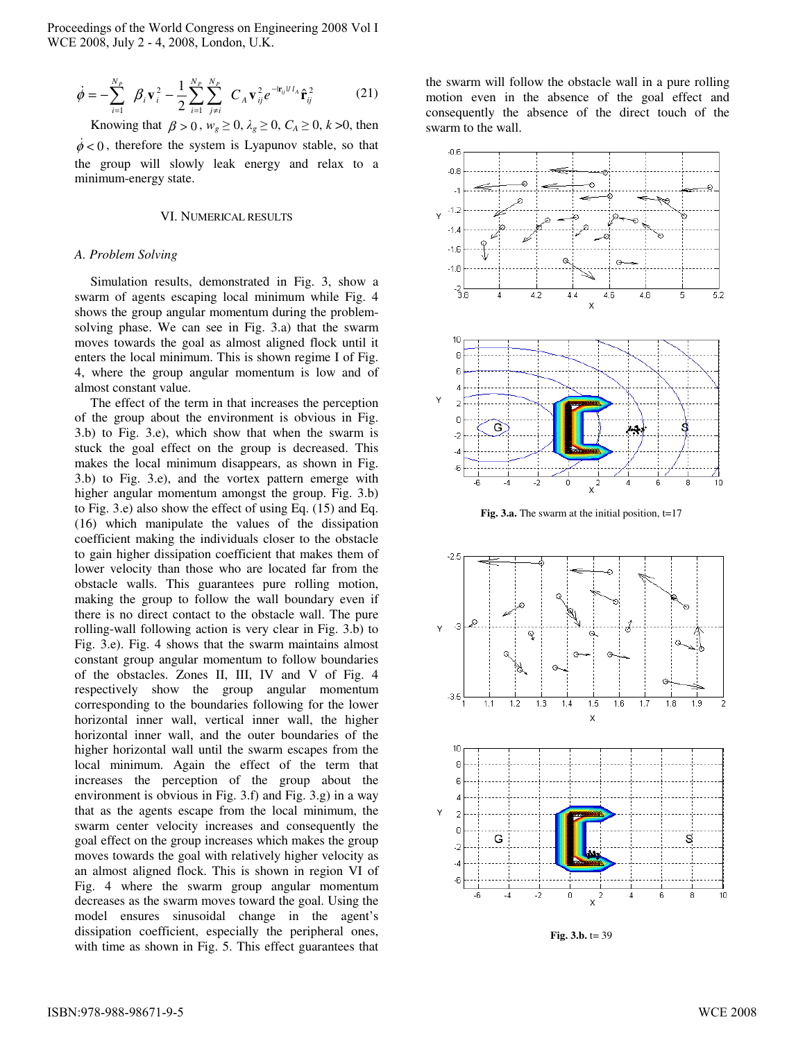$$\dot{\phi} = -\sum_{i=1}^{N_P} \beta_i \mathbf{v}_i^2 - \frac{1}{2}\sum_{i=1}^{N_P}\sum_{j \neq i}^{N_P} C_A \mathbf{v}_{ij}^2 e^{-|\mathbf{r}_{ij}|/l_A} \hat{\mathbf{r}}_{ij}^2 \tag{21}$$

Knowing that $\beta > 0$, $w_g \geq 0$, $\lambda_g \geq 0$, $C_A \geq 0$, $k > 0$, then $\dot{\phi} < 0$, therefore the system is Lyapunov stable, so that the group will slowly leak energy and relax to a minimum-energy state.

## VI. Numerical Results

### A. Problem Solving

Simulation results, demonstrated in Fig. 3, show a swarm of agents escaping local minimum while Fig. 4 shows the group angular momentum during the problem-solving phase. We can see in Fig. 3.a) that the swarm moves towards the goal as almost aligned flock until it enters the local minimum. This is shown regime I of Fig. 4, where the group angular momentum is low and of almost constant value.

The effect of the term in that increases the perception of the group about the environment is obvious in Fig. 3.b) to Fig. 3.e), which show that when the swarm is stuck the goal effect on the group is decreased. This makes the local minimum disappears, as shown in Fig. 3.b) to Fig. 3.e), and the vortex pattern emerge with higher angular momentum amongst the group. Fig. 3.b) to Fig. 3.e) also show the effect of using Eq. (15) and Eq. (16) which manipulate the values of the dissipation coefficient making the individuals closer to the obstacle to gain higher dissipation coefficient that makes them of lower velocity than those who are located far from the obstacle walls. This guarantees pure rolling motion, making the group to follow the wall boundary even if there is no direct contact to the obstacle wall. The pure rolling-wall following action is very clear in Fig. 3.b) to Fig. 3.e). Fig. 4 shows that the swarm maintains almost constant group angular momentum to follow boundaries of the obstacles. Zones II, III, IV and V of Fig. 4 respectively show the group angular momentum corresponding to the boundaries following for the lower horizontal inner wall, vertical inner wall, the higher horizontal inner wall, and the outer boundaries of the higher horizontal wall until the swarm escapes from the local minimum. Again the effect of the term that increases the perception of the group about the environment is obvious in Fig. 3.f) and Fig. 3.g) in a way that as the agents escape from the local minimum, the swarm center velocity increases and consequently the goal effect on the group increases which makes the group moves towards the goal with relatively higher velocity as an almost aligned flock. This is shown in region VI of Fig. 4 where the swarm group angular momentum decreases as the swarm moves toward the goal. Using the model ensures sinusoidal change in the agent's dissipation coefficient, especially the peripheral ones, with time as shown in Fig. 5. This effect guarantees that the swarm will follow the obstacle wall in a pure rolling motion even in the absence of the goal effect and consequently the absence of the direct touch of the swarm to the wall.

**Fig. 3.a.** The swarm at the initial position, t=17

**Fig. 3.b.** t= 39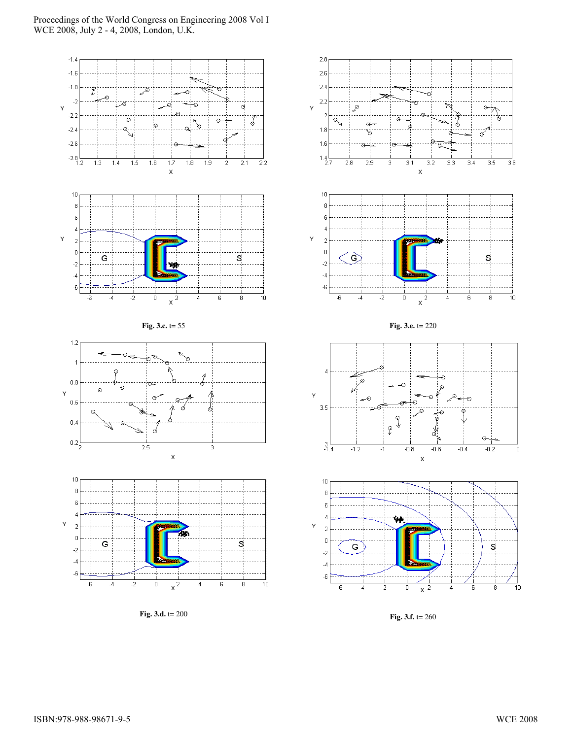**Fig. 3.c.** t= 55

**Fig. 3.e.** t= 220

**Fig. 3.d.** t= 200

**Fig. 3.f.** t= 260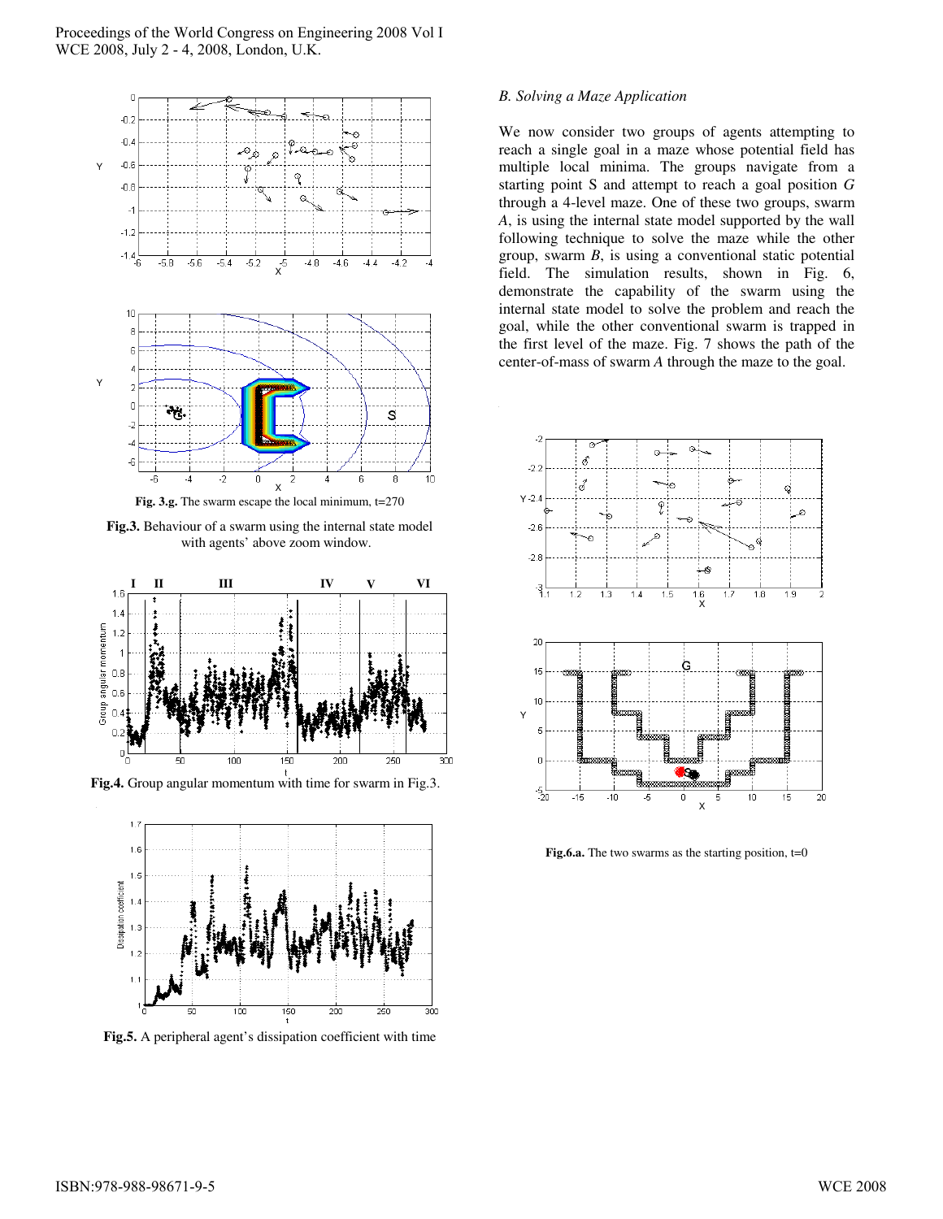**Fig. 3.g.** The swarm escape the local minimum, t=270

**Fig.3.** Behaviour of a swarm using the internal state model with agents' above zoom window.

**Fig.4.** Group angular momentum with time for swarm in Fig.3.

**Fig.5.** A peripheral agent's dissipation coefficient with time

*B. Solving a Maze Application*

We now consider two groups of agents attempting to reach a single goal in a maze whose potential field has multiple local minima. The groups navigate from a starting point S and attempt to reach a goal position *G* through a 4-level maze. One of these two groups, swarm *A*, is using the internal state model supported by the wall following technique to solve the maze while the other group, swarm *B*, is using a conventional static potential field. The simulation results, shown in Fig. 6, demonstrate the capability of the swarm using the internal state model to solve the problem and reach the goal, while the other conventional swarm is trapped in the first level of the maze. Fig. 7 shows the path of the center-of-mass of swarm *A* through the maze to the goal.

**Fig.6.a.** The two swarms as the starting position, t=0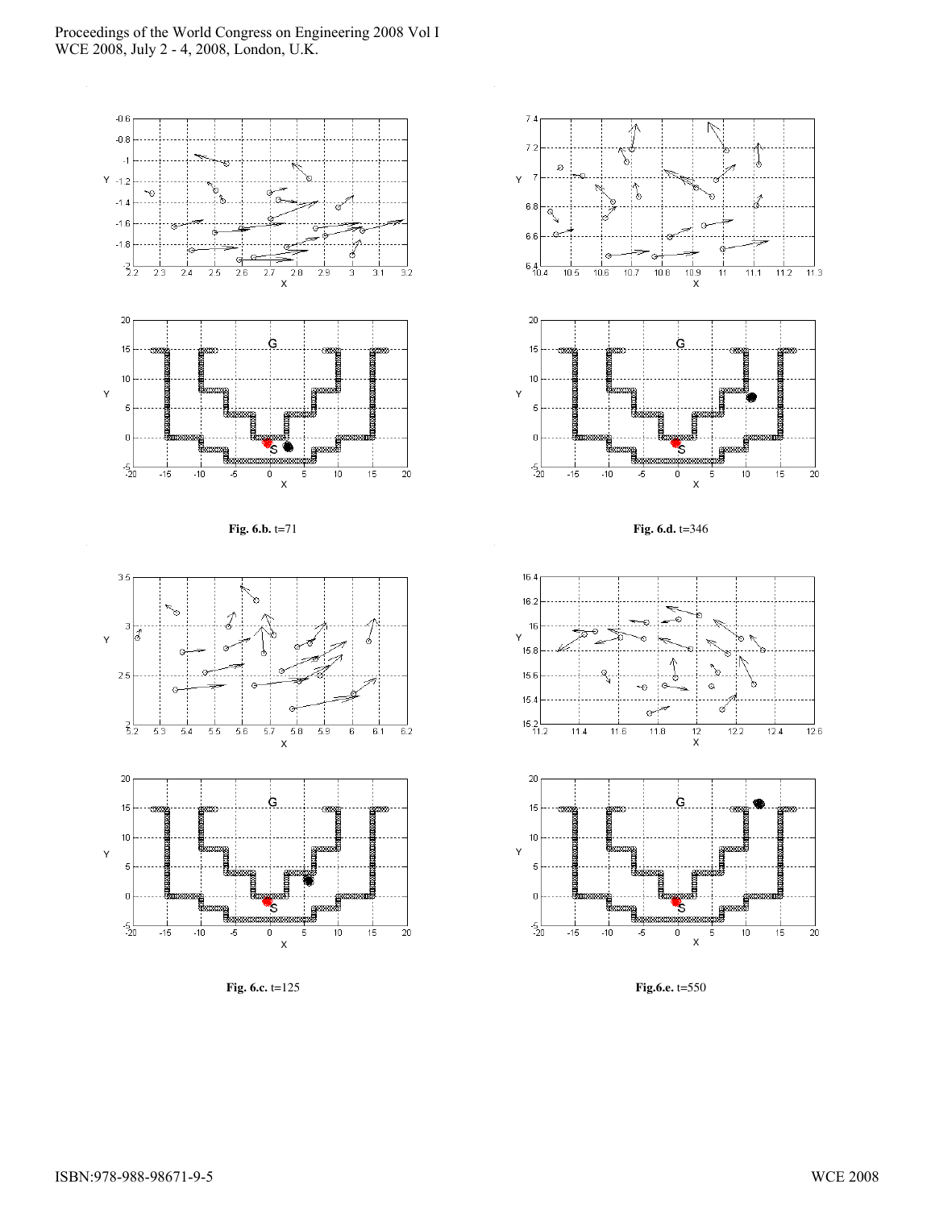**Fig. 6.b.** t=71

**Fig. 6.d.** t=346

**Fig. 6.c.** t=125

**Fig.6.e.** t=550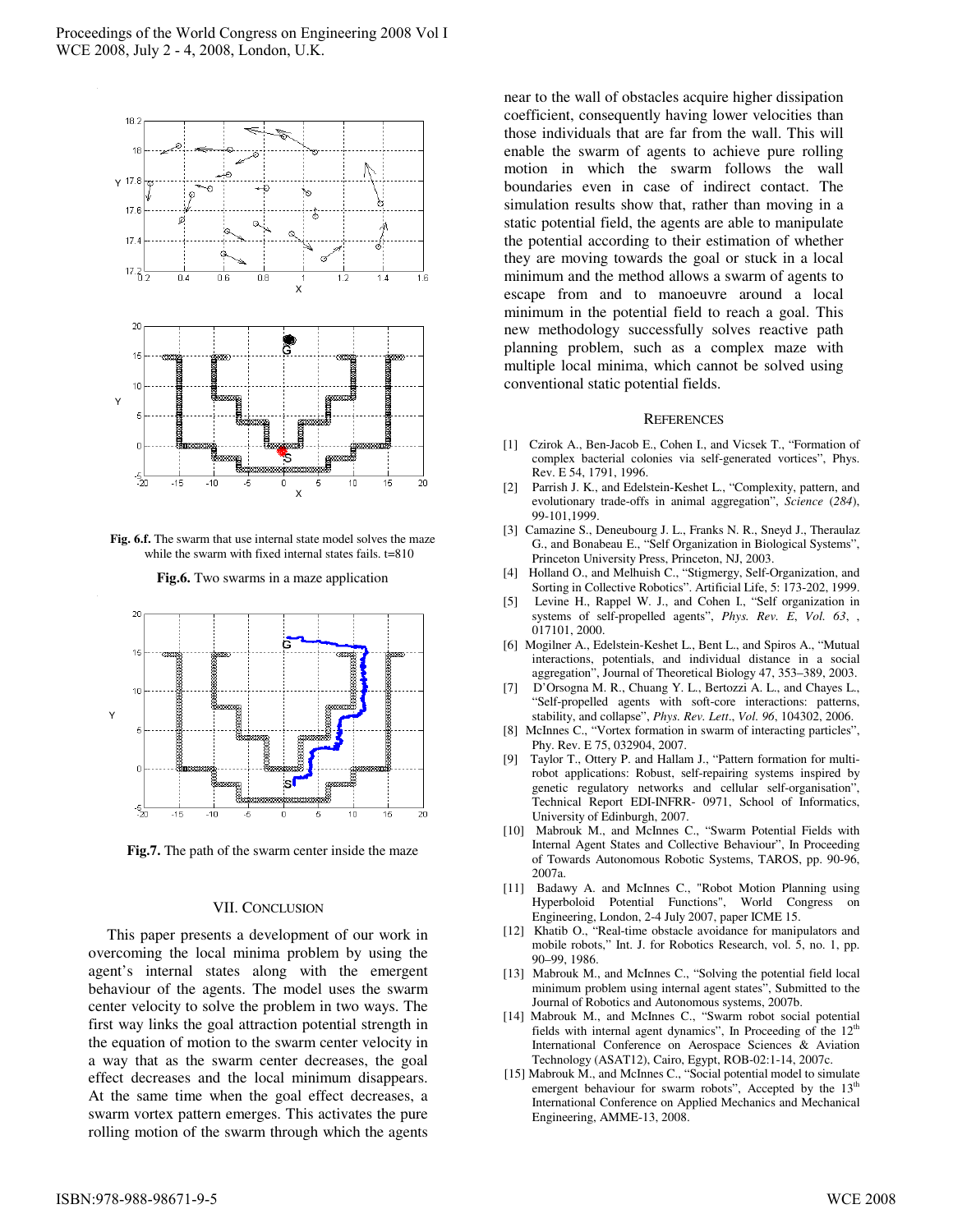18.2
18
Y 17.8
17.6
17.4
17.2
0.2 0.4 0.6 0.8 1 1.2 1.4 1.6
X

20
15
10
Y 5
0
-5
-20 -15 -10 -5 0 5 10 15 20
X
G
S

**Fig. 6.f.** The swarm that use internal state model solves the maze while the swarm with fixed internal states fails. t=810

**Fig.6.** Two swarms in a maze application

20
15
10
Y 5
0
-5
-20 -15 -10 -5 0 5 10 15 20
G
S

**Fig.7.** The path of the swarm center inside the maze

## VII. CONCLUSION

This paper presents a development of our work in overcoming the local minima problem by using the agent's internal states along with the emergent behaviour of the agents. The model uses the swarm center velocity to solve the problem in two ways. The first way links the goal attraction potential strength in the equation of motion to the swarm center velocity in a way that as the swarm center decreases, the goal effect decreases and the local minimum disappears. At the same time when the goal effect decreases, a swarm vortex pattern emerges. This activates the pure rolling motion of the swarm through which the agents near to the wall of obstacles acquire higher dissipation coefficient, consequently having lower velocities than those individuals that are far from the wall. This will enable the swarm of agents to achieve pure rolling motion in which the swarm follows the wall boundaries even in case of indirect contact. The simulation results show that, rather than moving in a static potential field, the agents are able to manipulate the potential according to their estimation of whether they are moving towards the goal or stuck in a local minimum and the method allows a swarm of agents to escape from and to manoeuvre around a local minimum in the potential field to reach a goal. This new methodology successfully solves reactive path planning problem, such as a complex maze with multiple local minima, which cannot be solved using conventional static potential fields.

## REFERENCES

[1] Czirok A., Ben-Jacob E., Cohen I., and Vicsek T., "Formation of complex bacterial colonies via self-generated vortices", Phys. Rev. E 54, 1791, 1996.

[2] Parrish J. K., and Edelstein-Keshet L., "Complexity, pattern, and evolutionary trade-offs in animal aggregation", *Science* (*284*), 99-101,1999.

[3] Camazine S., Deneubourg J. L., Franks N. R., Sneyd J., Theraulaz G., and Bonabeau E., "Self Organization in Biological Systems", Princeton University Press, Princeton, NJ, 2003.

[4] Holland O., and Melhuish C., "Stigmergy, Self-Organization, and Sorting in Collective Robotics". Artificial Life, 5: 173-202, 1999.

[5] Levine H., Rappel W. J., and Cohen I., "Self organization in systems of self-propelled agents", *Phys. Rev. E*, *Vol. 63*, , 017101, 2000.

[6] Mogilner A., Edelstein-Keshet L., Bent L., and Spiros A., "Mutual interactions, potentials, and individual distance in a social aggregation", Journal of Theoretical Biology 47, 353–389, 2003.

[7] D'Orsogna M. R., Chuang Y. L., Bertozzi A. L., and Chayes L., "Self-propelled agents with soft-core interactions: patterns, stability, and collapse", *Phys. Rev. Lett*., *Vol. 96*, 104302, 2006.

[8] McInnes C., "Vortex formation in swarm of interacting particles", Phy. Rev. E 75, 032904, 2007.

[9] Taylor T., Ottery P. and Hallam J., "Pattern formation for multi-robot applications: Robust, self-repairing systems inspired by genetic regulatory networks and cellular self-organisation", Technical Report EDI-INFRR- 0971, School of Informatics, University of Edinburgh, 2007.

[10] Mabrouk M., and McInnes C., "Swarm Potential Fields with Internal Agent States and Collective Behaviour", In Proceeding of Towards Autonomous Robotic Systems, TAROS, pp. 90-96, 2007a.

[11] Badawy A. and McInnes C., "Robot Motion Planning using Hyperboloid Potential Functions", World Congress on Engineering, London, 2-4 July 2007, paper ICME 15.

[12] Khatib O., "Real-time obstacle avoidance for manipulators and mobile robots," Int. J. for Robotics Research, vol. 5, no. 1, pp. 90–99, 1986.

[13] Mabrouk M., and McInnes C., "Solving the potential field local minimum problem using internal agent states", Submitted to the Journal of Robotics and Autonomous systems, 2007b.

[14] Mabrouk M., and McInnes C., "Swarm robot social potential fields with internal agent dynamics", In Proceeding of the 12th International Conference on Aerospace Sciences & Aviation Technology (ASAT12), Cairo, Egypt, ROB-02:1-14, 2007c.

[15] Mabrouk M., and McInnes C., "Social potential model to simulate emergent behaviour for swarm robots", Accepted by the 13th International Conference on Applied Mechanics and Mechanical Engineering, AMME-13, 2008.